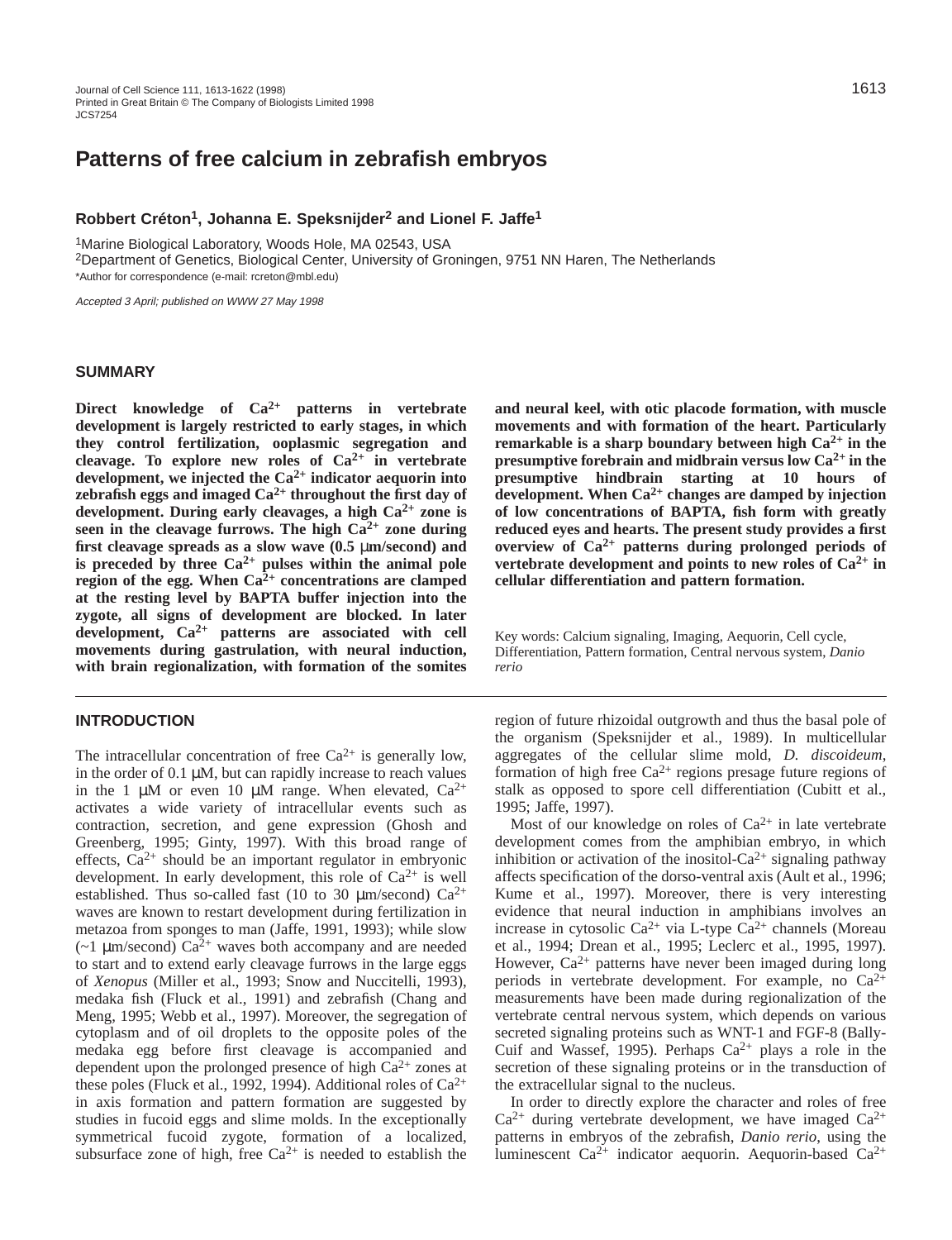# Patterns of free calcium in zebrafish embryos

**Robbert Créton[1], Johanna E. Speksnijder[2] and Lionel F. Jaffe[1]**

[1]Marine Biological Laboratory, Woods Hole, MA 02543, USA
[2]Department of Genetics, Biological Center, University of Groningen, 9751 NN Haren, The Netherlands
*Author for correspondence (e-mail: rcreton@mbl.edu)

*Accepted 3 April; published on WWW 27 May 1998*

## SUMMARY

**Direct knowledge of $Ca^{2+}$ patterns in vertebrate development is largely restricted to early stages, in which they control fertilization, ooplasmic segregation and cleavage. To explore new roles of $Ca^{2+}$ in vertebrate development, we injected the $Ca^{2+}$ indicator aequorin into zebrafish eggs and imaged $Ca^{2+}$ throughout the first day of development. During early cleavages, a high $Ca^{2+}$ zone is seen in the cleavage furrows. The high $Ca^{2+}$ zone during first cleavage spreads as a slow wave (0.5 µm/second) and is preceded by three $Ca^{2+}$ pulses within the animal pole region of the egg. When $Ca^{2+}$ concentrations are clamped at the resting level by BAPTA buffer injection into the zygote, all signs of development are blocked. In later development, $Ca^{2+}$ patterns are associated with cell movements during gastrulation, with neural induction, with brain regionalization, with formation of the somites and neural keel, with otic placode formation, with muscle movements and with formation of the heart. Particularly remarkable is a sharp boundary between high $Ca^{2+}$ in the presumptive forebrain and midbrain versus low $Ca^{2+}$ in the presumptive hindbrain starting at 10 hours of development. When $Ca^{2+}$ changes are damped by injection of low concentrations of BAPTA, fish form with greatly reduced eyes and hearts. The present study provides a first overview of $Ca^{2+}$ patterns during prolonged periods of vertebrate development and points to new roles of $Ca^{2+}$ in cellular differentiation and pattern formation.**

Key words: Calcium signaling, Imaging, Aequorin, Cell cycle, Differentiation, Pattern formation, Central nervous system, *Danio rerio*

## INTRODUCTION

The intracellular concentration of free $Ca^{2+}$ is generally low, in the order of 0.1 µM, but can rapidly increase to reach values in the 1 µM or even 10 µM range. When elevated, $Ca^{2+}$ activates a wide variety of intracellular events such as contraction, secretion, and gene expression (Ghosh and Greenberg, 1995; Ginty, 1997). With this broad range of effects, $Ca^{2+}$ should be an important regulator in embryonic development. In early development, this role of $Ca^{2+}$ is well established. Thus so-called fast (10 to 30 µm/second) $Ca^{2+}$ waves are known to restart development during fertilization in metazoa from sponges to man (Jaffe, 1991, 1993); while slow (~1 µm/second) $Ca^{2+}$ waves both accompany and are needed to start and to extend early cleavage furrows in the large eggs of *Xenopus* (Miller et al., 1993; Snow and Nuccitelli, 1993), medaka fish (Fluck et al., 1991) and zebrafish (Chang and Meng, 1995; Webb et al., 1997). Moreover, the segregation of cytoplasm and of oil droplets to the opposite poles of the medaka egg before first cleavage is accompanied and dependent upon the prolonged presence of high $Ca^{2+}$ zones at these poles (Fluck et al., 1992, 1994). Additional roles of $Ca^{2+}$ in axis formation and pattern formation are suggested by studies in fucoid eggs and slime molds. In the exceptionally symmetrical fucoid zygote, formation of a localized, subsurface zone of high, free $Ca^{2+}$ is needed to establish the region of future rhizoidal outgrowth and thus the basal pole of the organism (Speksnijder et al., 1989). In multicellular aggregates of the cellular slime mold, *D. discoideum*, formation of high free $Ca^{2+}$ regions presage future regions of stalk as opposed to spore cell differentiation (Cubitt et al., 1995; Jaffe, 1997).

Most of our knowledge on roles of $Ca^{2+}$ in late vertebrate development comes from the amphibian embryo, in which inhibition or activation of the inositol-$Ca^{2+}$ signaling pathway affects specification of the dorso-ventral axis (Ault et al., 1996; Kume et al., 1997). Moreover, there is very interesting evidence that neural induction in amphibians involves an increase in cytosolic $Ca^{2+}$ via L-type $Ca^{2+}$ channels (Moreau et al., 1994; Drean et al., 1995; Leclerc et al., 1995, 1997). However, $Ca^{2+}$ patterns have never been imaged during long periods in vertebrate development. For example, no $Ca^{2+}$ measurements have been made during regionalization of the vertebrate central nervous system, which depends on various secreted signaling proteins such as WNT-1 and FGF-8 (Bally-Cuif and Wassef, 1995). Perhaps $Ca^{2+}$ plays a role in the secretion of these signaling proteins or in the transduction of the extracellular signal to the nucleus.

In order to directly explore the character and roles of free $Ca^{2+}$ during vertebrate development, we have imaged $Ca^{2+}$ patterns in embryos of the zebrafish, *Danio rerio*, using the luminescent $Ca^{2+}$ indicator aequorin. Aequorin-based $Ca^{2+}$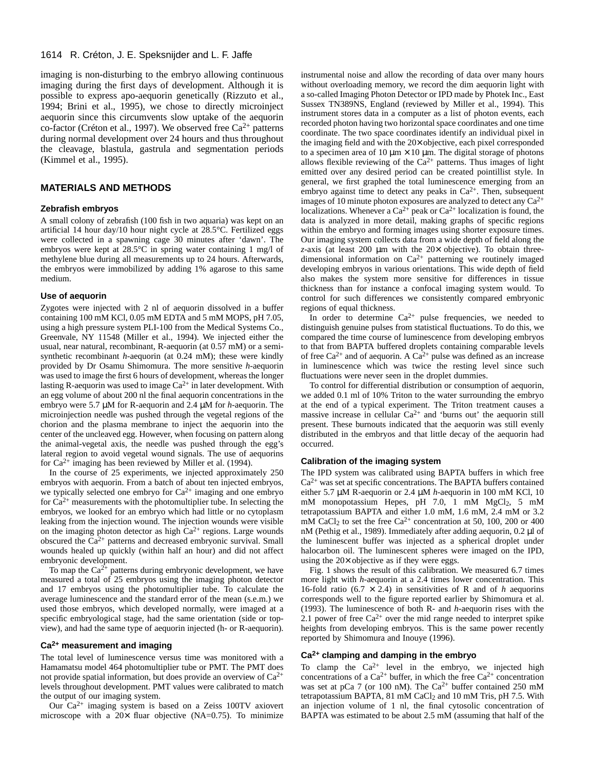imaging is non-disturbing to the embryo allowing continuous imaging during the first days of development. Although it is possible to express apo-aequorin genetically (Rizzuto et al., 1994; Brini et al., 1995), we chose to directly microinject aequorin since this circumvents slow uptake of the aequorin co-factor (Créton et al., 1997). We observed free $Ca^{2+}$ patterns during normal development over 24 hours and thus throughout the cleavage, blastula, gastrula and segmentation periods (Kimmel et al., 1995).

## MATERIALS AND METHODS

### Zebrafish embryos

A small colony of zebrafish (100 fish in two aquaria) was kept on an artificial 14 hour day/10 hour night cycle at 28.5°C. Fertilized eggs were collected in a spawning cage 30 minutes after 'dawn'. The embryos were kept at 28.5°C in spring water containing 1 mg/l of methylene blue during all measurements up to 24 hours. Afterwards, the embryos were immobilized by adding 1% agarose to this same medium.

### Use of aequorin

Zygotes were injected with 2 nl of aequorin dissolved in a buffer containing 100 mM KCl, 0.05 mM EDTA and 5 mM MOPS, pH 7.05, using a high pressure system PLI-100 from the Medical Systems Co., Greenvale, NY 11548 (Miller et al., 1994). We injected either the usual, near natural, recombinant, R-aequorin (at 0.57 mM) or a semi-synthetic recombinant *h*-aequorin (at 0.24 mM); these were kindly provided by Dr Osamu Shimomura. The more sensitive *h*-aequorin was used to image the first 6 hours of development, whereas the longer lasting R-aequorin was used to image $Ca^{2+}$ in later development. With an egg volume of about 200 nl the final aequorin concentrations in the embryo were 5.7 μM for R-aequorin and 2.4 μM for *h*-aequorin. The microinjection needle was pushed through the vegetal regions of the chorion and the plasma membrane to inject the aequorin into the center of the uncleaved egg. However, when focusing on pattern along the animal-vegetal axis, the needle was pushed through the egg's lateral region to avoid vegetal wound signals. The use of aequorins for $Ca^{2+}$ imaging has been reviewed by Miller et al. (1994).

In the course of 25 experiments, we injected approximately 250 embryos with aequorin. From a batch of about ten injected embryos, we typically selected one embryo for $Ca^{2+}$ imaging and one embryo for $Ca^{2+}$ measurements with the photomultiplier tube. In selecting the embryos, we looked for an embryo which had little or no cytoplasm leaking from the injection wound. The injection wounds were visible on the imaging photon detector as high $Ca^{2+}$ regions. Large wounds obscured the $Ca^{2+}$ patterns and decreased embryonic survival. Small wounds healed up quickly (within half an hour) and did not affect embryonic development.

To map the $Ca^{2+}$ patterns during embryonic development, we have measured a total of 25 embryos using the imaging photon detector and 17 embryos using the photomultiplier tube. To calculate the average luminescence and the standard error of the mean (s.e.m.) we used those embryos, which developed normally, were imaged at a specific embryological stage, had the same orientation (side or top-view), and had the same type of aequorin injected (h- or R-aequorin).

### $Ca^{2+}$ measurement and imaging

The total level of luminescence versus time was monitored with a Hamamatsu model 464 photomultiplier tube or PMT. The PMT does not provide spatial information, but does provide an overview of $Ca^{2+}$ levels throughout development. PMT values were calibrated to match the output of our imaging system.

Our $Ca^{2+}$ imaging system is based on a Zeiss 100TV axiovert microscope with a 20× fluar objective (NA=0.75). To minimize instrumental noise and allow the recording of data over many hours without overloading memory, we record the dim aequorin light with a so-called Imaging Photon Detector or IPD made by Photek Inc., East Sussex TN389NS, England (reviewed by Miller et al., 1994). This instrument stores data in a computer as a list of photon events, each recorded photon having two horizontal space coordinates and one time coordinate. The two space coordinates identify an individual pixel in the imaging field and with the 20× objective, each pixel corresponded to a specimen area of 10 μm × 10 μm. The digital storage of photons allows flexible reviewing of the $Ca^{2+}$ patterns. Thus images of light emitted over any desired period can be created pointillist style. In general, we first graphed the total luminescence emerging from an embryo against time to detect any peaks in $Ca^{2+}$. Then, subsequent images of 10 minute photon exposures are analyzed to detect any $Ca^{2+}$ localizations. Whenever a $Ca^{2+}$ peak or $Ca^{2+}$ localization is found, the data is analyzed in more detail, making graphs of specific regions within the embryo and forming images using shorter exposure times. Our imaging system collects data from a wide depth of field along the *z*-axis (at least 200 μm with the 20× objective). To obtain three-dimensional information on $Ca^{2+}$ patterning we routinely imaged developing embryos in various orientations. This wide depth of field also makes the system more sensitive for differences in tissue thickness than for instance a confocal imaging system would. To control for such differences we consistently compared embryonic regions of equal thickness.

In order to determine $Ca^{2+}$ pulse frequencies, we needed to distinguish genuine pulses from statistical fluctuations. To do this, we compared the time course of luminescence from developing embryos to that from BAPTA buffered droplets containing comparable levels of free $Ca^{2+}$ and of aequorin. A $Ca^{2+}$ pulse was defined as an increase in luminescence which was twice the resting level since such fluctuations were never seen in the droplet dummies.

To control for differential distribution or consumption of aequorin, we added 0.1 ml of 10% Triton to the water surrounding the embryo at the end of a typical experiment. The Triton treatment causes a massive increase in cellular $Ca^{2+}$ and 'burns out' the aequorin still present. These burnouts indicated that the aequorin was still evenly distributed in the embryos and that little decay of the aequorin had occurred.

### Calibration of the imaging system

The IPD system was calibrated using BAPTA buffers in which free $Ca^{2+}$ was set at specific concentrations. The BAPTA buffers contained either 5.7 μM R-aequorin or 2.4 μM *h*-aequorin in 100 mM KCl, 10 mM monopotassium Hepes, pH 7.0, 1 mM $MgCl_2$, 5 mM tetrapotassium BAPTA and either 1.0 mM, 1.6 mM, 2.4 mM or 3.2 mM $CaCl_2$ to set the free $Ca^{2+}$ concentration at 50, 100, 200 or 400 nM (Pethig et al., 1989). Immediately after adding aequorin, 0.2 μl of the luminescent buffer was injected as a spherical droplet under halocarbon oil. The luminescent spheres were imaged on the IPD, using the 20× objective as if they were eggs.

Fig. 1 shows the result of this calibration. We measured 6.7 times more light with *h*-aequorin at a 2.4 times lower concentration. This 16-fold ratio (6.7 × 2.4) in sensitivities of R and of *h* aequorins corresponds well to the figure reported earlier by Shimomura et al. (1993). The luminescence of both R- and *h*-aequorin rises with the 2.1 power of free $Ca^{2+}$ over the mid range needed to interpret spike heights from developing embryos. This is the same power recently reported by Shimomura and Inouye (1996).

### $Ca^{2+}$ clamping and damping in the embryo

To clamp the $Ca^{2+}$ level in the embryo, we injected high concentrations of a $Ca^{2+}$ buffer, in which the free $Ca^{2+}$ concentration was set at pCa 7 (or 100 nM). The $Ca^{2+}$ buffer contained 250 mM tetrapotassium BAPTA, 81 mM $CaCl_2$ and 10 mM Tris, pH 7.5. With an injection volume of 1 nl, the final cytosolic concentration of BAPTA was estimated to be about 2.5 mM (assuming that half of the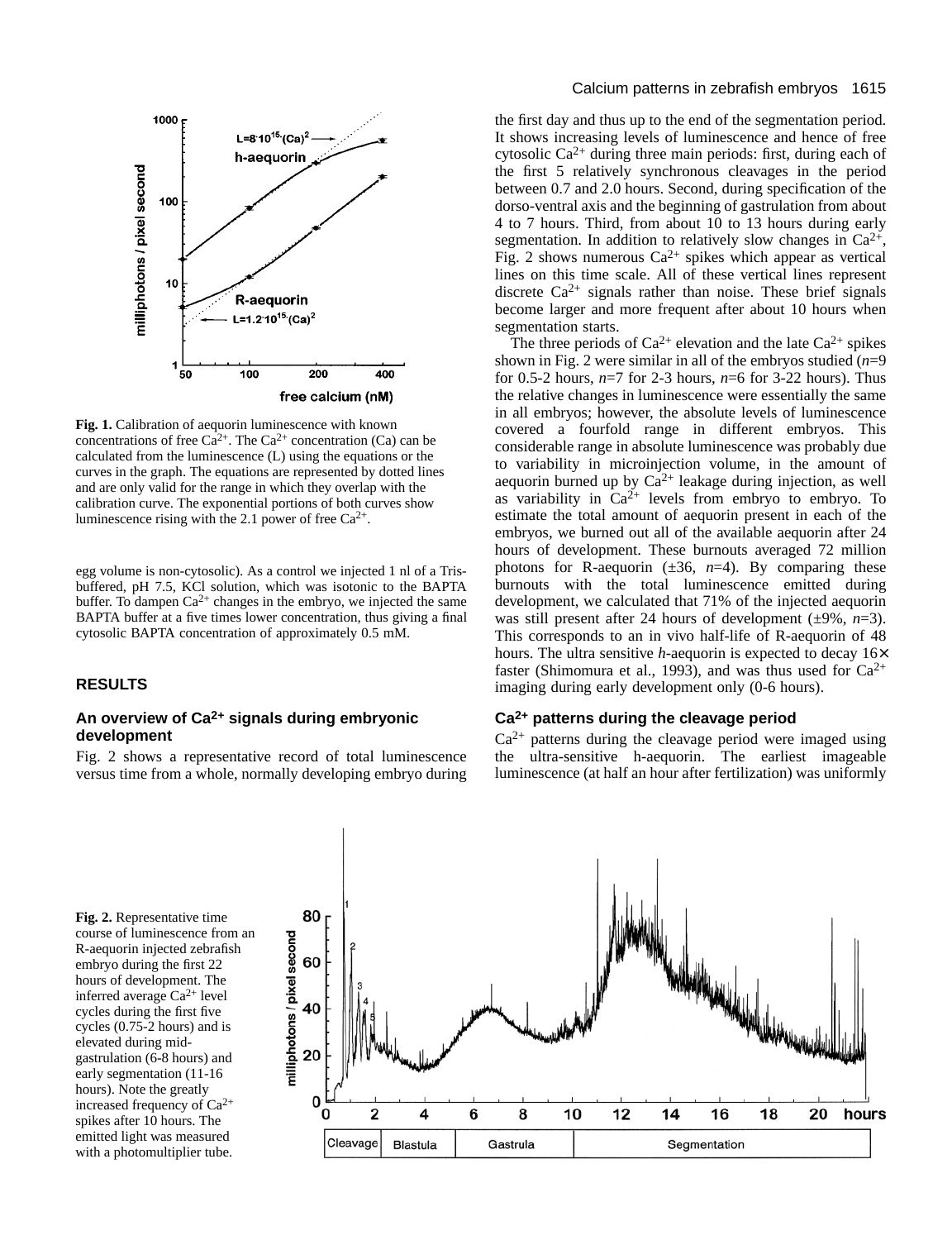Fig. 1. Calibration of aequorin luminescence with known concentrations of free $Ca^{2+}$. The $Ca^{2+}$ concentration (Ca) can be calculated from the luminescence (L) using the equations or the curves in the graph. The equations are represented by dotted lines and are only valid for the range in which they overlap with the calibration curve. The exponential portions of both curves show luminescence rising with the 2.1 power of free $Ca^{2+}$.

egg volume is non-cytosolic). As a control we injected 1 nl of a Tris-buffered, pH 7.5, KCl solution, which was isotonic to the BAPTA buffer. To dampen $Ca^{2+}$ changes in the embryo, we injected the same BAPTA buffer at a five times lower concentration, thus giving a final cytosolic BAPTA concentration of approximately 0.5 mM.

## RESULTS

### An overview of $Ca^{2+}$ signals during embryonic development

Fig. 2 shows a representative record of total luminescence versus time from a whole, normally developing embryo during the first day and thus up to the end of the segmentation period. It shows increasing levels of luminescence and hence of free cytosolic $Ca^{2+}$ during three main periods: first, during each of the first 5 relatively synchronous cleavages in the period between 0.7 and 2.0 hours. Second, during specification of the dorso-ventral axis and the beginning of gastrulation from about 4 to 7 hours. Third, from about 10 to 13 hours during early segmentation. In addition to relatively slow changes in $Ca^{2+}$, Fig. 2 shows numerous $Ca^{2+}$ spikes which appear as vertical lines on this time scale. All of these vertical lines represent discrete $Ca^{2+}$ signals rather than noise. These brief signals become larger and more frequent after about 10 hours when segmentation starts.

The three periods of $Ca^{2+}$ elevation and the late $Ca^{2+}$ spikes shown in Fig. 2 were similar in all of the embryos studied (*n*=9 for 0.5-2 hours, *n*=7 for 2-3 hours, *n*=6 for 3-22 hours). Thus the relative changes in luminescence were essentially the same in all embryos; however, the absolute levels of luminescence covered a fourfold range in different embryos. This considerable range in absolute luminescence was probably due to variability in microinjection volume, in the amount of aequorin burned up by $Ca^{2+}$ leakage during injection, as well as variability in $Ca^{2+}$ levels from embryo to embryo. To estimate the total amount of aequorin present in each of the embryos, we burned out all of the available aequorin after 24 hours of development. These burnouts averaged 72 million photons for R-aequorin (±36, *n*=4). By comparing these burnouts with the total luminescence emitted during development, we calculated that 71% of the injected aequorin was still present after 24 hours of development (±9%, *n*=3). This corresponds to an in vivo half-life of R-aequorin of 48 hours. The ultra sensitive *h*-aequorin is expected to decay 16× faster (Shimomura et al., 1993), and was thus used for $Ca^{2+}$ imaging during early development only (0-6 hours).

### $Ca^{2+}$ patterns during the cleavage period

$Ca^{2+}$ patterns during the cleavage period were imaged using the ultra-sensitive h-aequorin. The earliest imageable luminescence (at half an hour after fertilization) was uniformly

Fig. 2. Representative time course of luminescence from an R-aequorin injected zebrafish embryo during the first 22 hours of development. The inferred average $Ca^{2+}$ level cycles during the first five cycles (0.75-2 hours) and is elevated during mid-gastrulation (6-8 hours) and early segmentation (11-16 hours). Note the greatly increased frequency of $Ca^{2+}$ spikes after 10 hours. The emitted light was measured with a photomultiplier tube.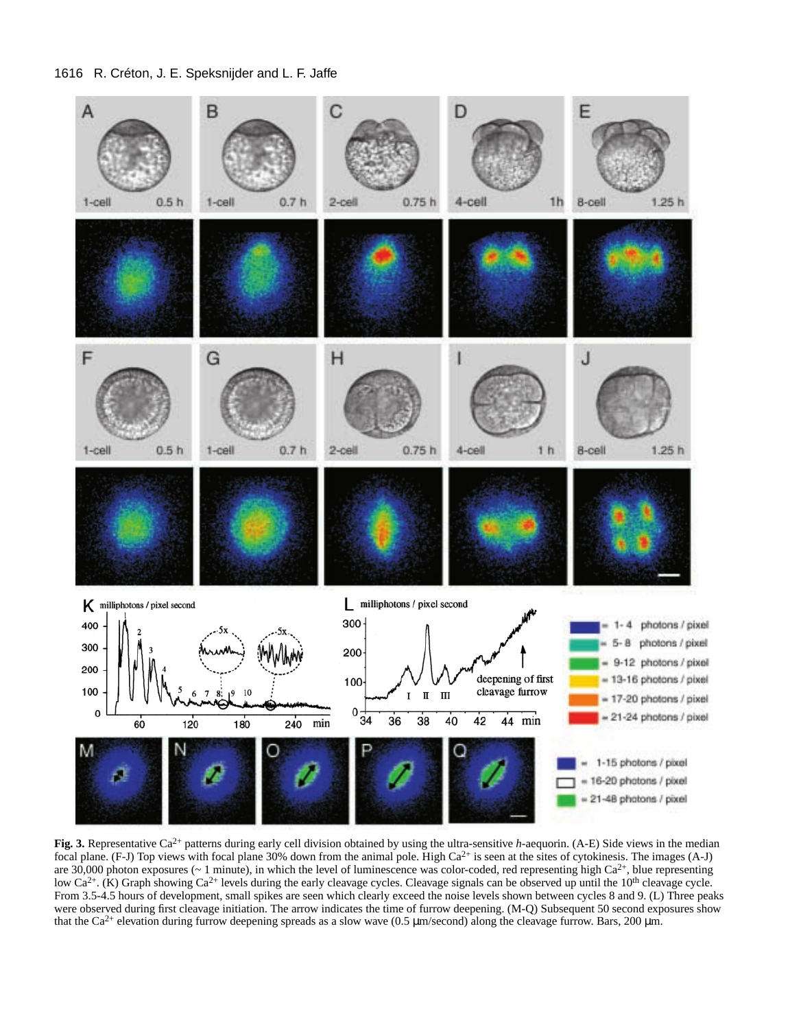**Fig. 3.** Representative $Ca^{2+}$ patterns during early cell division obtained by using the ultra-sensitive *h*-aequorin. (A-E) Side views in the median focal plane. (F-J) Top views with focal plane 30% down from the animal pole. High $Ca^{2+}$ is seen at the sites of cytokinesis. The images (A-J) are 30,000 photon exposures (~ 1 minute), in which the level of luminescence was color-coded, red representing high $Ca^{2+}$, blue representing low $Ca^{2+}$. (K) Graph showing $Ca^{2+}$ levels during the early cleavage cycles. Cleavage signals can be observed up until the 10[th] cleavage cycle. From 3.5-4.5 hours of development, small spikes are seen which clearly exceed the noise levels shown between cycles 8 and 9. (L) Three peaks were observed during first cleavage initiation. The arrow indicates the time of furrow deepening. (M-Q) Subsequent 50 second exposures show that the $Ca^{2+}$ elevation during furrow deepening spreads as a slow wave (0.5 μm/second) along the cleavage furrow. Bars, 200 μm.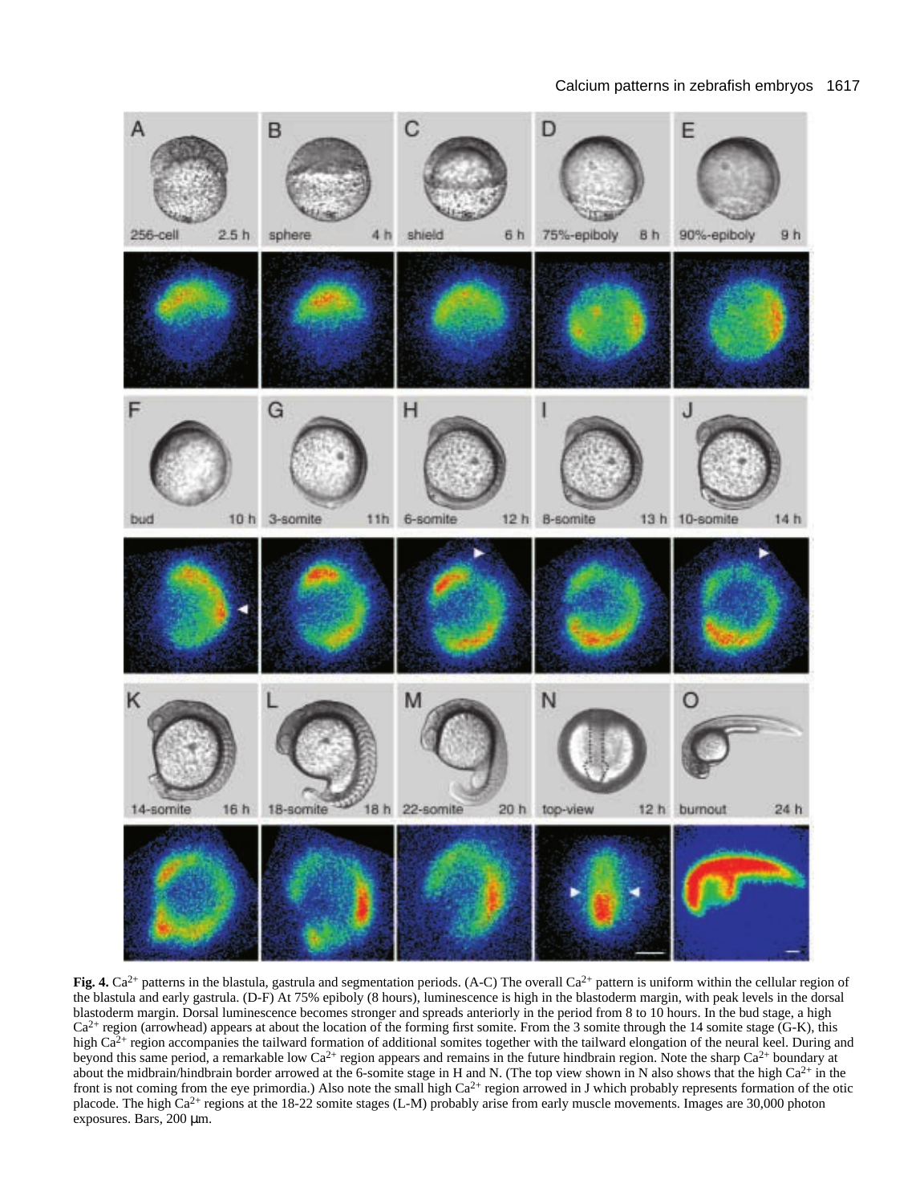**Fig. 4.** $Ca^{2+}$ patterns in the blastula, gastrula and segmentation periods. (A-C) The overall $Ca^{2+}$ pattern is uniform within the cellular region of the blastula and early gastrula. (D-F) At 75% epiboly (8 hours), luminescence is high in the blastoderm margin, with peak levels in the dorsal blastoderm margin. Dorsal luminescence becomes stronger and spreads anteriorly in the period from 8 to 10 hours. In the bud stage, a high $Ca^{2+}$ region (arrowhead) appears at about the location of the forming first somite. From the 3 somite through the 14 somite stage (G-K), this high $Ca^{2+}$ region accompanies the tailward formation of additional somites together with the tailward elongation of the neural keel. During and beyond this same period, a remarkable low $Ca^{2+}$ region appears and remains in the future hindbrain region. Note the sharp $Ca^{2+}$ boundary at about the midbrain/hindbrain border arrowed at the 6-somite stage in H and N. (The top view shown in N also shows that the high $Ca^{2+}$ in the front is not coming from the eye primordia.) Also note the small high $Ca^{2+}$ region arrowed in J which probably represents formation of the otic placode. The high $Ca^{2+}$ regions at the 18-22 somite stages (L-M) probably arise from early muscle movements. Images are 30,000 photon exposures. Bars, 200 μm.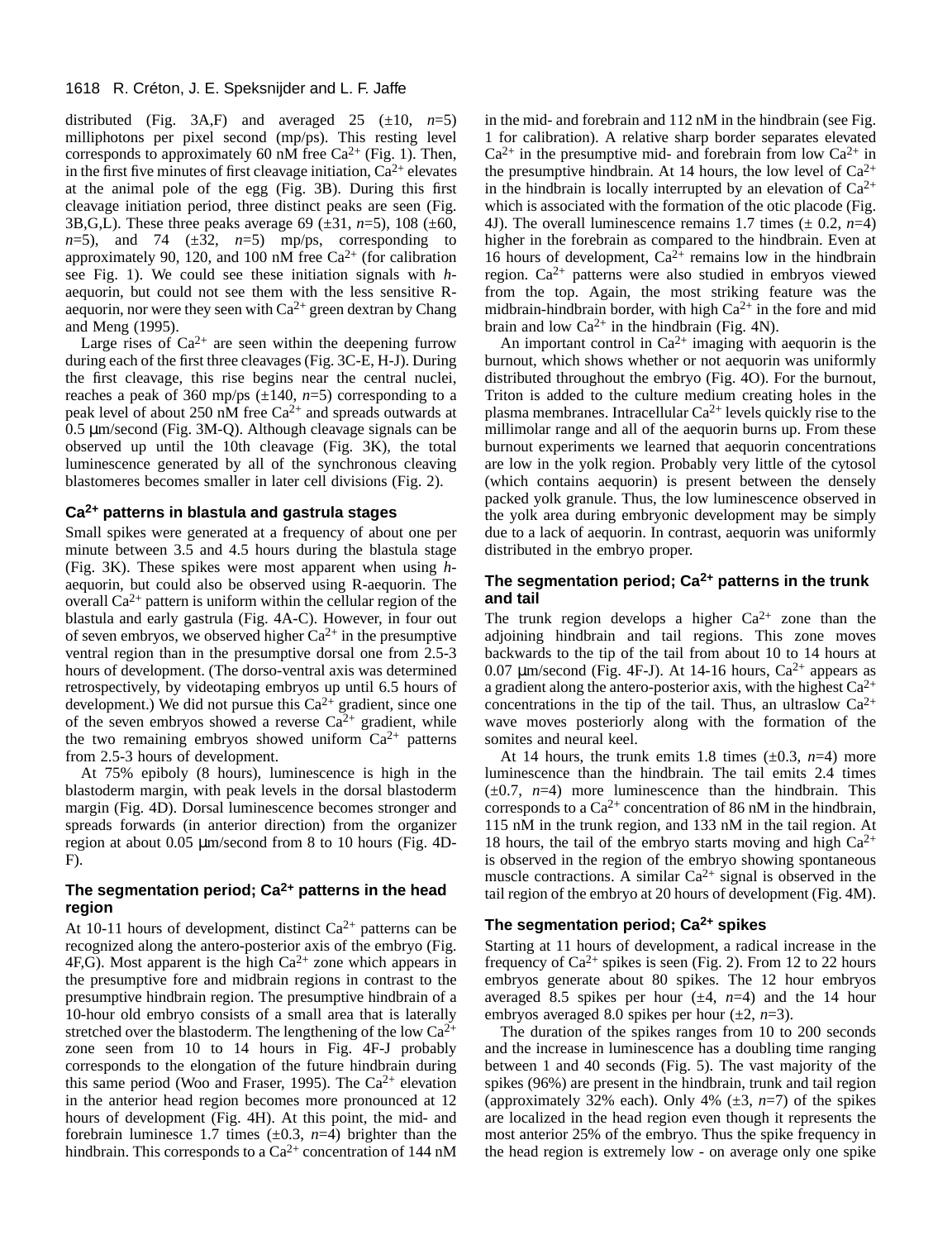distributed (Fig. 3A,F) and averaged 25 (±10, *n*=5) milliphotons per pixel second (mp/ps). This resting level corresponds to approximately 60 nM free $Ca^{2+}$ (Fig. 1). Then, in the first five minutes of first cleavage initiation, $Ca^{2+}$ elevates at the animal pole of the egg (Fig. 3B). During this first cleavage initiation period, three distinct peaks are seen (Fig. 3B,G,L). These three peaks average 69 (±31, *n*=5), 108 (±60, *n*=5), and 74 (±32, *n*=5) mp/ps, corresponding to approximately 90, 120, and 100 nM free $Ca^{2+}$ (for calibration see Fig. 1). We could see these initiation signals with *h*-aequorin, but could not see them with the less sensitive R-aequorin, nor were they seen with $Ca^{2+}$ green dextran by Chang and Meng (1995).

Large rises of $Ca^{2+}$ are seen within the deepening furrow during each of the first three cleavages (Fig. 3C-E, H-J). During the first cleavage, this rise begins near the central nuclei, reaches a peak of 360 mp/ps (±140, *n*=5) corresponding to a peak level of about 250 nM free $Ca^{2+}$ and spreads outwards at 0.5 μm/second (Fig. 3M-Q). Although cleavage signals can be observed up until the 10th cleavage (Fig. 3K), the total luminescence generated by all of the synchronous cleaving blastomeres becomes smaller in later cell divisions (Fig. 2).

### $Ca^{2+}$ patterns in blastula and gastrula stages

Small spikes were generated at a frequency of about one per minute between 3.5 and 4.5 hours during the blastula stage (Fig. 3K). These spikes were most apparent when using *h*-aequorin, but could also be observed using R-aequorin. The overall $Ca^{2+}$ pattern is uniform within the cellular region of the blastula and early gastrula (Fig. 4A-C). However, in four out of seven embryos, we observed higher $Ca^{2+}$ in the presumptive ventral region than in the presumptive dorsal one from 2.5-3 hours of development. (The dorso-ventral axis was determined retrospectively, by videotaping embryos up until 6.5 hours of development.) We did not pursue this $Ca^{2+}$ gradient, since one of the seven embryos showed a reverse $Ca^{2+}$ gradient, while the two remaining embryos showed uniform $Ca^{2+}$ patterns from 2.5-3 hours of development.

At 75% epiboly (8 hours), luminescence is high in the blastoderm margin, with peak levels in the dorsal blastoderm margin (Fig. 4D). Dorsal luminescence becomes stronger and spreads forwards (in anterior direction) from the organizer region at about 0.05 μm/second from 8 to 10 hours (Fig. 4D-F).

### The segmentation period; $Ca^{2+}$ patterns in the head region

At 10-11 hours of development, distinct $Ca^{2+}$ patterns can be recognized along the antero-posterior axis of the embryo (Fig. 4F,G). Most apparent is the high $Ca^{2+}$ zone which appears in the presumptive fore and midbrain regions in contrast to the presumptive hindbrain region. The presumptive hindbrain of a 10-hour old embryo consists of a small area that is laterally stretched over the blastoderm. The lengthening of the low $Ca^{2+}$ zone seen from 10 to 14 hours in Fig. 4F-J probably corresponds to the elongation of the future hindbrain during this same period (Woo and Fraser, 1995). The $Ca^{2+}$ elevation in the anterior head region becomes more pronounced at 12 hours of development (Fig. 4H). At this point, the mid- and forebrain luminesce 1.7 times (±0.3, *n*=4) brighter than the hindbrain. This corresponds to a $Ca^{2+}$ concentration of 144 nM in the mid- and forebrain and 112 nM in the hindbrain (see Fig. 1 for calibration). A relative sharp border separates elevated $Ca^{2+}$ in the presumptive mid- and forebrain from low $Ca^{2+}$ in the presumptive hindbrain. At 14 hours, the low level of $Ca^{2+}$ in the hindbrain is locally interrupted by an elevation of $Ca^{2+}$ which is associated with the formation of the otic placode (Fig. 4J). The overall luminescence remains 1.7 times (± 0.2, *n*=4) higher in the forebrain as compared to the hindbrain. Even at 16 hours of development, $Ca^{2+}$ remains low in the hindbrain region. $Ca^{2+}$ patterns were also studied in embryos viewed from the top. Again, the most striking feature was the midbrain-hindbrain border, with high $Ca^{2+}$ in the fore and mid brain and low $Ca^{2+}$ in the hindbrain (Fig. 4N).

An important control in $Ca^{2+}$ imaging with aequorin is the burnout, which shows whether or not aequorin was uniformly distributed throughout the embryo (Fig. 4O). For the burnout, Triton is added to the culture medium creating holes in the plasma membranes. Intracellular $Ca^{2+}$ levels quickly rise to the millimolar range and all of the aequorin burns up. From these burnout experiments we learned that aequorin concentrations are low in the yolk region. Probably very little of the cytosol (which contains aequorin) is present between the densely packed yolk granule. Thus, the low luminescence observed in the yolk area during embryonic development may be simply due to a lack of aequorin. In contrast, aequorin was uniformly distributed in the embryo proper.

### The segmentation period; $Ca^{2+}$ patterns in the trunk and tail

The trunk region develops a higher $Ca^{2+}$ zone than the adjoining hindbrain and tail regions. This zone moves backwards to the tip of the tail from about 10 to 14 hours at 0.07 μm/second (Fig. 4F-J). At 14-16 hours, $Ca^{2+}$ appears as a gradient along the antero-posterior axis, with the highest $Ca^{2+}$ concentrations in the tip of the tail. Thus, an ultraslow $Ca^{2+}$ wave moves posteriorly along with the formation of the somites and neural keel.

At 14 hours, the trunk emits 1.8 times (±0.3, *n*=4) more luminescence than the hindbrain. The tail emits 2.4 times (±0.7, *n*=4) more luminescence than the hindbrain. This corresponds to a $Ca^{2+}$ concentration of 86 nM in the hindbrain, 115 nM in the trunk region, and 133 nM in the tail region. At 18 hours, the tail of the embryo starts moving and high $Ca^{2+}$ is observed in the region of the embryo showing spontaneous muscle contractions. A similar $Ca^{2+}$ signal is observed in the tail region of the embryo at 20 hours of development (Fig. 4M).

### The segmentation period; $Ca^{2+}$ spikes

Starting at 11 hours of development, a radical increase in the frequency of $Ca^{2+}$ spikes is seen (Fig. 2). From 12 to 22 hours embryos generate about 80 spikes. The 12 hour embryos averaged 8.5 spikes per hour (±4, *n*=4) and the 14 hour embryos averaged 8.0 spikes per hour (±2, *n*=3).

The duration of the spikes ranges from 10 to 200 seconds and the increase in luminescence has a doubling time ranging between 1 and 40 seconds (Fig. 5). The vast majority of the spikes (96%) are present in the hindbrain, trunk and tail region (approximately 32% each). Only 4% (±3, *n*=7) of the spikes are localized in the head region even though it represents the most anterior 25% of the embryo. Thus the spike frequency in the head region is extremely low - on average only one spike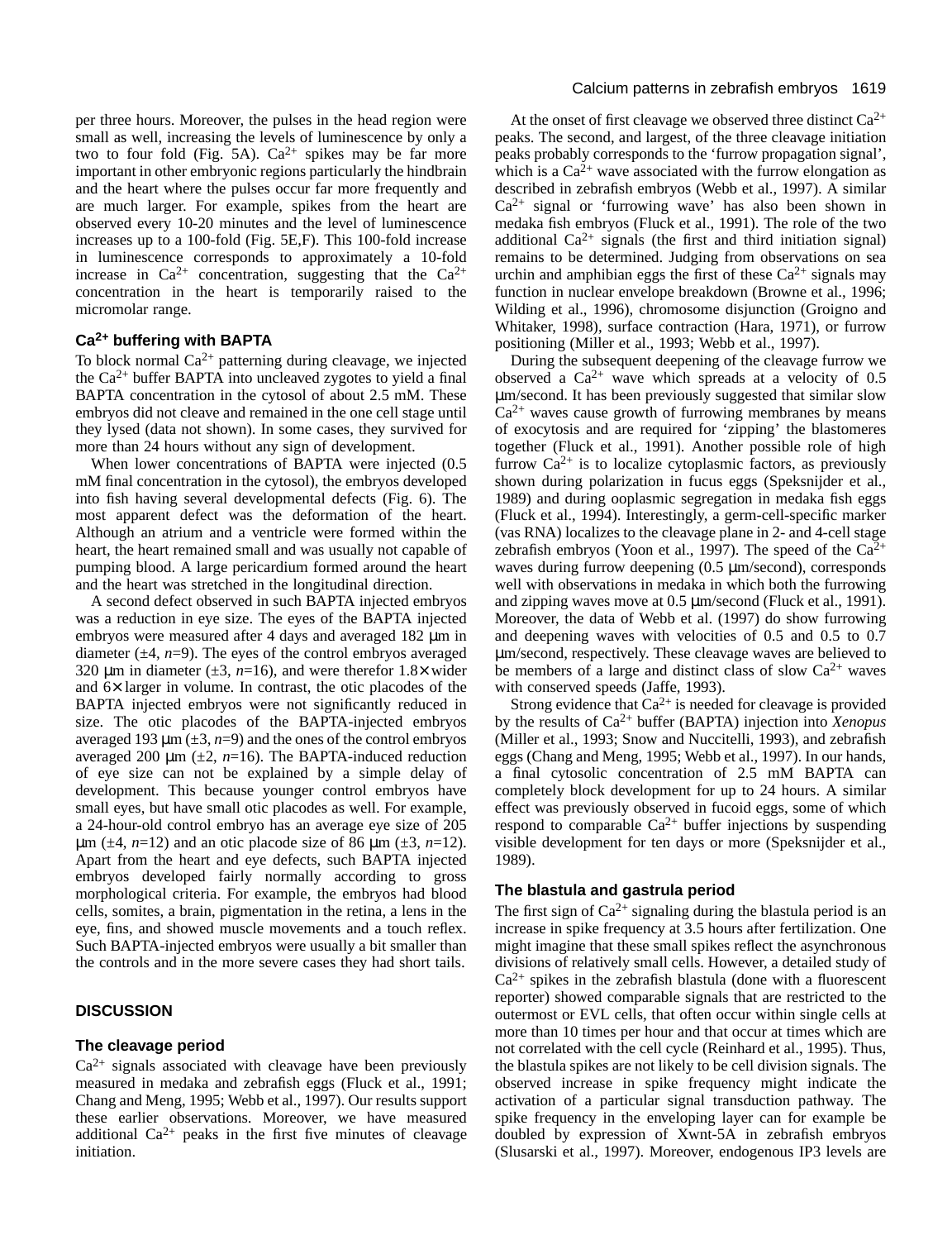per three hours. Moreover, the pulses in the head region were small as well, increasing the levels of luminescence by only a two to four fold (Fig. 5A). $Ca^{2+}$ spikes may be far more important in other embryonic regions particularly the hindbrain and the heart where the pulses occur far more frequently and are much larger. For example, spikes from the heart are observed every 10-20 minutes and the level of luminescence increases up to a 100-fold (Fig. 5E,F). This 100-fold increase in luminescence corresponds to approximately a 10-fold increase in $Ca^{2+}$ concentration, suggesting that the $Ca^{2+}$ concentration in the heart is temporarily raised to the micromolar range.

### $Ca^{2+}$ buffering with BAPTA

To block normal $Ca^{2+}$ patterning during cleavage, we injected the $Ca^{2+}$ buffer BAPTA into uncleaved zygotes to yield a final BAPTA concentration in the cytosol of about 2.5 mM. These embryos did not cleave and remained in the one cell stage until they lysed (data not shown). In some cases, they survived for more than 24 hours without any sign of development.

When lower concentrations of BAPTA were injected (0.5 mM final concentration in the cytosol), the embryos developed into fish having several developmental defects (Fig. 6). The most apparent defect was the deformation of the heart. Although an atrium and a ventricle were formed within the heart, the heart remained small and was usually not capable of pumping blood. A large pericardium formed around the heart and the heart was stretched in the longitudinal direction.

A second defect observed in such BAPTA injected embryos was a reduction in eye size. The eyes of the BAPTA injected embryos were measured after 4 days and averaged 182 μm in diameter (±4, *n*=9). The eyes of the control embryos averaged 320 μm in diameter (±3, *n*=16), and were therefor 1.8× wider and 6× larger in volume. In contrast, the otic placodes of the BAPTA injected embryos were not significantly reduced in size. The otic placodes of the BAPTA-injected embryos averaged 193 μm (±3, *n*=9) and the ones of the control embryos averaged 200 μm (±2, *n*=16). The BAPTA-induced reduction of eye size can not be explained by a simple delay of development. This because younger control embryos have small eyes, but have small otic placodes as well. For example, a 24-hour-old control embryo has an average eye size of 205 μm (±4, *n*=12) and an otic placode size of 86 μm (±3, *n*=12). Apart from the heart and eye defects, such BAPTA injected embryos developed fairly normally according to gross morphological criteria. For example, the embryos had blood cells, somites, a brain, pigmentation in the retina, a lens in the eye, fins, and showed muscle movements and a touch reflex. Such BAPTA-injected embryos were usually a bit smaller than the controls and in the more severe cases they had short tails.

## DISCUSSION

### The cleavage period

$Ca^{2+}$ signals associated with cleavage have been previously measured in medaka and zebrafish eggs (Fluck et al., 1991; Chang and Meng, 1995; Webb et al., 1997). Our results support these earlier observations. Moreover, we have measured additional $Ca^{2+}$ peaks in the first five minutes of cleavage initiation.

At the onset of first cleavage we observed three distinct $Ca^{2+}$ peaks. The second, and largest, of the three cleavage initiation peaks probably corresponds to the 'furrow propagation signal', which is a $Ca^{2+}$ wave associated with the furrow elongation as described in zebrafish embryos (Webb et al., 1997). A similar $Ca^{2+}$ signal or 'furrowing wave' has also been shown in medaka fish embryos (Fluck et al., 1991). The role of the two additional $Ca^{2+}$ signals (the first and third initiation signal) remains to be determined. Judging from observations on sea urchin and amphibian eggs the first of these $Ca^{2+}$ signals may function in nuclear envelope breakdown (Browne et al., 1996; Wilding et al., 1996), chromosome disjunction (Groigno and Whitaker, 1998), surface contraction (Hara, 1971), or furrow positioning (Miller et al., 1993; Webb et al., 1997).

During the subsequent deepening of the cleavage furrow we observed a $Ca^{2+}$ wave which spreads at a velocity of 0.5 μm/second. It has been previously suggested that similar slow $Ca^{2+}$ waves cause growth of furrowing membranes by means of exocytosis and are required for 'zipping' the blastomeres together (Fluck et al., 1991). Another possible role of high furrow $Ca^{2+}$ is to localize cytoplasmic factors, as previously shown during polarization in fucus eggs (Speksnijder et al., 1989) and during ooplasmic segregation in medaka fish eggs (Fluck et al., 1994). Interestingly, a germ-cell-specific marker (vas RNA) localizes to the cleavage plane in 2- and 4-cell stage zebrafish embryos (Yoon et al., 1997). The speed of the $Ca^{2+}$ waves during furrow deepening (0.5 μm/second), corresponds well with observations in medaka in which both the furrowing and zipping waves move at 0.5 μm/second (Fluck et al., 1991). Moreover, the data of Webb et al. (1997) do show furrowing and deepening waves with velocities of 0.5 and 0.5 to 0.7 μm/second, respectively. These cleavage waves are believed to be members of a large and distinct class of slow $Ca^{2+}$ waves with conserved speeds (Jaffe, 1993).

Strong evidence that $Ca^{2+}$ is needed for cleavage is provided by the results of $Ca^{2+}$ buffer (BAPTA) injection into *Xenopus* (Miller et al., 1993; Snow and Nuccitelli, 1993), and zebrafish eggs (Chang and Meng, 1995; Webb et al., 1997). In our hands, a final cytosolic concentration of 2.5 mM BAPTA can completely block development for up to 24 hours. A similar effect was previously observed in fucoid eggs, some of which respond to comparable $Ca^{2+}$ buffer injections by suspending visible development for ten days or more (Speksnijder et al., 1989).

### The blastula and gastrula period

The first sign of $Ca^{2+}$ signaling during the blastula period is an increase in spike frequency at 3.5 hours after fertilization. One might imagine that these small spikes reflect the asynchronous divisions of relatively small cells. However, a detailed study of $Ca^{2+}$ spikes in the zebrafish blastula (done with a fluorescent reporter) showed comparable signals that are restricted to the outermost or EVL cells, that often occur within single cells at more than 10 times per hour and that occur at times which are not correlated with the cell cycle (Reinhard et al., 1995). Thus, the blastula spikes are not likely to be cell division signals. The observed increase in spike frequency might indicate the activation of a particular signal transduction pathway. The spike frequency in the enveloping layer can for example be doubled by expression of Xwnt-5A in zebrafish embryos (Slusarski et al., 1997). Moreover, endogenous IP3 levels are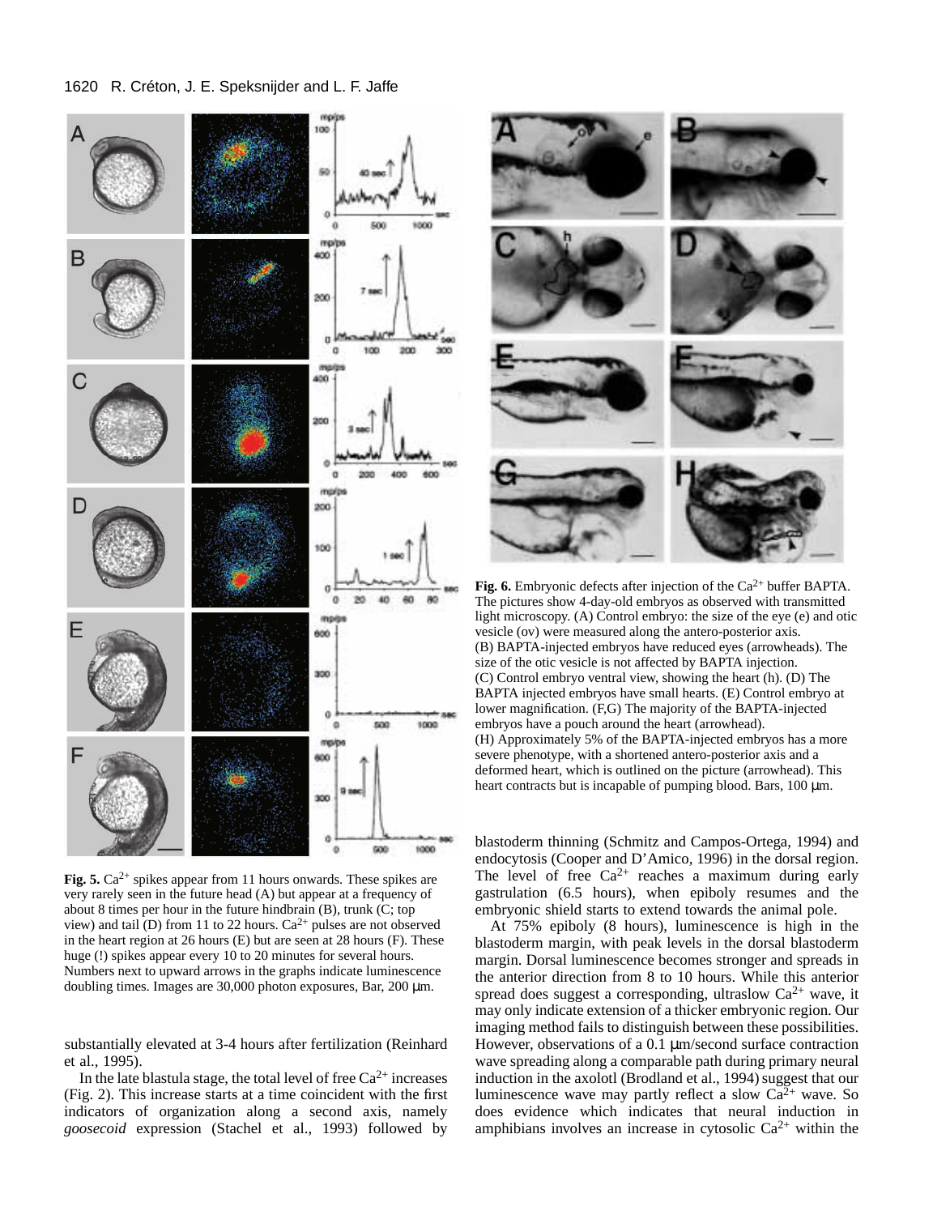**Fig. 5.** $Ca^{2+}$ spikes appear from 11 hours onwards. These spikes are very rarely seen in the future head (A) but appear at a frequency of about 8 times per hour in the future hindbrain (B), trunk (C; top view) and tail (D) from 11 to 22 hours. $Ca^{2+}$ pulses are not observed in the heart region at 26 hours (E) but are seen at 28 hours (F). These huge (!) spikes appear every 10 to 20 minutes for several hours. Numbers next to upward arrows in the graphs indicate luminescence doubling times. Images are 30,000 photon exposures, Bar, 200 μm.

**Fig. 6.** Embryonic defects after injection of the $Ca^{2+}$ buffer BAPTA. The pictures show 4-day-old embryos as observed with transmitted light microscopy. (A) Control embryo: the size of the eye (e) and otic vesicle (ov) were measured along the antero-posterior axis. (B) BAPTA-injected embryos have reduced eyes (arrowheads). The size of the otic vesicle is not affected by BAPTA injection. (C) Control embryo ventral view, showing the heart (h). (D) The BAPTA injected embryos have small hearts. (E) Control embryo at lower magnification. (F,G) The majority of the BAPTA-injected embryos have a pouch around the heart (arrowhead). (H) Approximately 5% of the BAPTA-injected embryos has a more severe phenotype, with a shortened antero-posterior axis and a deformed heart, which is outlined on the picture (arrowhead). This heart contracts but is incapable of pumping blood. Bars, 100 μm.

substantially elevated at 3-4 hours after fertilization (Reinhard et al., 1995).

In the late blastula stage, the total level of free $Ca^{2+}$ increases (Fig. 2). This increase starts at a time coincident with the first indicators of organization along a second axis, namely *goosecoid* expression (Stachel et al., 1993) followed by blastoderm thinning (Schmitz and Campos-Ortega, 1994) and endocytosis (Cooper and D'Amico, 1996) in the dorsal region. The level of free $Ca^{2+}$ reaches a maximum during early gastrulation (6.5 hours), when epiboly resumes and the embryonic shield starts to extend towards the animal pole.

At 75% epiboly (8 hours), luminescence is high in the blastoderm margin, with peak levels in the dorsal blastoderm margin. Dorsal luminescence becomes stronger and spreads in the anterior direction from 8 to 10 hours. While this anterior spread does suggest a corresponding, ultraslow $Ca^{2+}$ wave, it may only indicate extension of a thicker embryonic region. Our imaging method fails to distinguish between these possibilities. However, observations of a 0.1 μm/second surface contraction wave spreading along a comparable path during primary neural induction in the axolotl (Brodland et al., 1994) suggest that our luminescence wave may partly reflect a slow $Ca^{2+}$ wave. So does evidence which indicates that neural induction in amphibians involves an increase in cytosolic $Ca^{2+}$ within the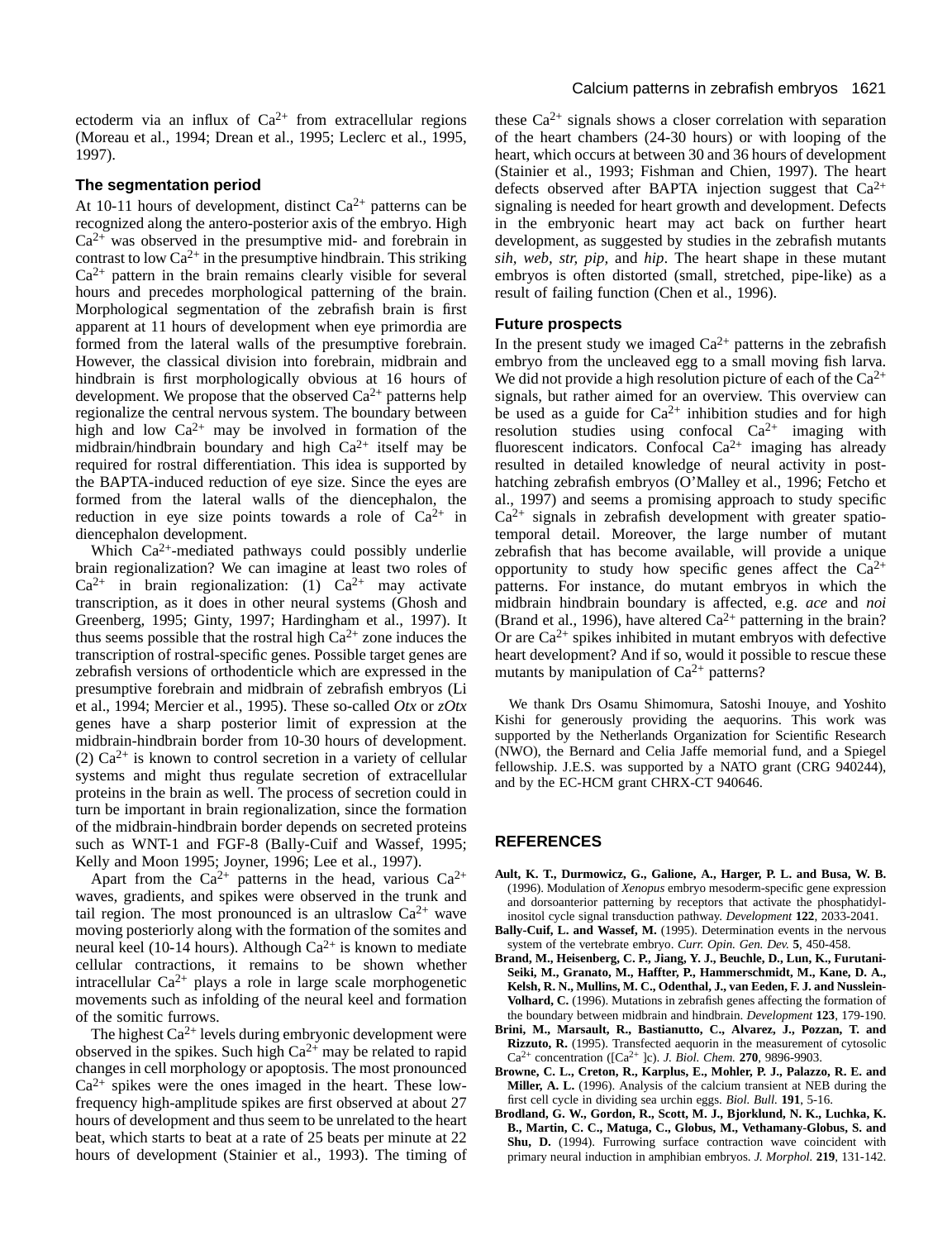ectoderm via an influx of $Ca^{2+}$ from extracellular regions (Moreau et al., 1994; Drean et al., 1995; Leclerc et al., 1995, 1997).

### The segmentation period

At 10-11 hours of development, distinct $Ca^{2+}$ patterns can be recognized along the antero-posterior axis of the embryo. High $Ca^{2+}$ was observed in the presumptive mid- and forebrain in contrast to low $Ca^{2+}$ in the presumptive hindbrain. This striking $Ca^{2+}$ pattern in the brain remains clearly visible for several hours and precedes morphological patterning of the brain. Morphological segmentation of the zebrafish brain is first apparent at 11 hours of development when eye primordia are formed from the lateral walls of the presumptive forebrain. However, the classical division into forebrain, midbrain and hindbrain is first morphologically obvious at 16 hours of development. We propose that the observed $Ca^{2+}$ patterns help regionalize the central nervous system. The boundary between high and low $Ca^{2+}$ may be involved in formation of the midbrain/hindbrain boundary and high $Ca^{2+}$ itself may be required for rostral differentiation. This idea is supported by the BAPTA-induced reduction of eye size. Since the eyes are formed from the lateral walls of the diencephalon, the reduction in eye size points towards a role of $Ca^{2+}$ in diencephalon development.

Which $Ca^{2+}$-mediated pathways could possibly underlie brain regionalization? We can imagine at least two roles of $Ca^{2+}$ in brain regionalization: (1) $Ca^{2+}$ may activate transcription, as it does in other neural systems (Ghosh and Greenberg, 1995; Ginty, 1997; Hardingham et al., 1997). It thus seems possible that the rostral high $Ca^{2+}$ zone induces the transcription of rostral-specific genes. Possible target genes are zebrafish versions of orthodenticle which are expressed in the presumptive forebrain and midbrain of zebrafish embryos (Li et al., 1994; Mercier et al., 1995). These so-called *Otx* or *zOtx* genes have a sharp posterior limit of expression at the midbrain-hindbrain border from 10-30 hours of development. (2) $Ca^{2+}$ is known to control secretion in a variety of cellular systems and might thus regulate secretion of extracellular proteins in the brain as well. The process of secretion could in turn be important in brain regionalization, since the formation of the midbrain-hindbrain border depends on secreted proteins such as WNT-1 and FGF-8 (Bally-Cuif and Wassef, 1995; Kelly and Moon 1995; Joyner, 1996; Lee et al., 1997).

Apart from the $Ca^{2+}$ patterns in the head, various $Ca^{2+}$ waves, gradients, and spikes were observed in the trunk and tail region. The most pronounced is an ultraslow $Ca^{2+}$ wave moving posteriorly along with the formation of the somites and neural keel (10-14 hours). Although $Ca^{2+}$ is known to mediate cellular contractions, it remains to be shown whether intracellular $Ca^{2+}$ plays a role in large scale morphogenetic movements such as infolding of the neural keel and formation of the somitic furrows.

The highest $Ca^{2+}$ levels during embryonic development were observed in the spikes. Such high $Ca^{2+}$ may be related to rapid changes in cell morphology or apoptosis. The most pronounced $Ca^{2+}$ spikes were the ones imaged in the heart. These low-frequency high-amplitude spikes are first observed at about 27 hours of development and thus seem to be unrelated to the heart beat, which starts to beat at a rate of 25 beats per minute at 22 hours of development (Stainier et al., 1993). The timing of these $Ca^{2+}$ signals shows a closer correlation with separation of the heart chambers (24-30 hours) or with looping of the heart, which occurs at between 30 and 36 hours of development (Stainier et al., 1993; Fishman and Chien, 1997). The heart defects observed after BAPTA injection suggest that $Ca^{2+}$ signaling is needed for heart growth and development. Defects in the embryonic heart may act back on further heart development, as suggested by studies in the zebrafish mutants *sih, web, str, pip,* and *hip*. The heart shape in these mutant embryos is often distorted (small, stretched, pipe-like) as a result of failing function (Chen et al., 1996).

### Future prospects

In the present study we imaged $Ca^{2+}$ patterns in the zebrafish embryo from the uncleaved egg to a small moving fish larva. We did not provide a high resolution picture of each of the $Ca^{2+}$ signals, but rather aimed for an overview. This overview can be used as a guide for $Ca^{2+}$ inhibition studies and for high resolution studies using confocal $Ca^{2+}$ imaging with fluorescent indicators. Confocal $Ca^{2+}$ imaging has already resulted in detailed knowledge of neural activity in post-hatching zebrafish embryos (O'Malley et al., 1996; Fetcho et al., 1997) and seems a promising approach to study specific $Ca^{2+}$ signals in zebrafish development with greater spatio-temporal detail. Moreover, the large number of mutant zebrafish that has become available, will provide a unique opportunity to study how specific genes affect the $Ca^{2+}$ patterns. For instance, do mutant embryos in which the midbrain hindbrain boundary is affected, e.g. *ace* and *noi* (Brand et al., 1996), have altered $Ca^{2+}$ patterning in the brain? Or are $Ca^{2+}$ spikes inhibited in mutant embryos with defective heart development? And if so, would it possible to rescue these mutants by manipulation of $Ca^{2+}$ patterns?

We thank Drs Osamu Shimomura, Satoshi Inouye, and Yoshito Kishi for generously providing the aequorins. This work was supported by the Netherlands Organization for Scientific Research (NWO), the Bernard and Celia Jaffe memorial fund, and a Spiegel fellowship. J.E.S. was supported by a NATO grant (CRG 940244), and by the EC-HCM grant CHRX-CT 940646.

## REFERENCES

**Ault, K. T., Durmowicz, G., Galione, A., Harger, P. L. and Busa, W. B.** (1996). Modulation of *Xenopus* embryo mesoderm-specific gene expression and dorsoanterior patterning by receptors that activate the phosphatidylinositol cycle signal transduction pathway. *Development* **122**, 2033-2041.

**Bally-Cuif, L. and Wassef, M.** (1995). Determination events in the nervous system of the vertebrate embryo. *Curr. Opin. Gen. Dev.* **5**, 450-458.

**Brand, M., Heisenberg, C. P., Jiang, Y. J., Beuchle, D., Lun, K., Furutani-Seiki, M., Granato, M., Haffter, P., Hammerschmidt, M., Kane, D. A., Kelsh, R. N., Mullins, M. C., Odenthal, J., van Eeden, F. J. and Nusslein-Volhard, C.** (1996). Mutations in zebrafish genes affecting the formation of the boundary between midbrain and hindbrain. *Development* **123**, 179-190.

**Brini, M., Marsault, R., Bastianutto, C., Alvarez, J., Pozzan, T. and Rizzuto, R.** (1995). Transfected aequorin in the measurement of cytosolic $Ca^{2+}$ concentration ($[Ca^{2+}]$c). *J. Biol. Chem.* **270**, 9896-9903.

**Browne, C. L., Creton, R., Karplus, E., Mohler, P. J., Palazzo, R. E. and Miller, A. L.** (1996). Analysis of the calcium transient at NEB during the first cell cycle in dividing sea urchin eggs. *Biol. Bull.* **191**, 5-16.

**Brodland, G. W., Gordon, R., Scott, M. J., Bjorklund, N. K., Luchka, K. B., Martin, C. C., Matuga, C., Globus, M., Vethamany-Globus, S. and Shu, D.** (1994). Furrowing surface contraction wave coincident with primary neural induction in amphibian embryos. *J. Morphol.* **219**, 131-142.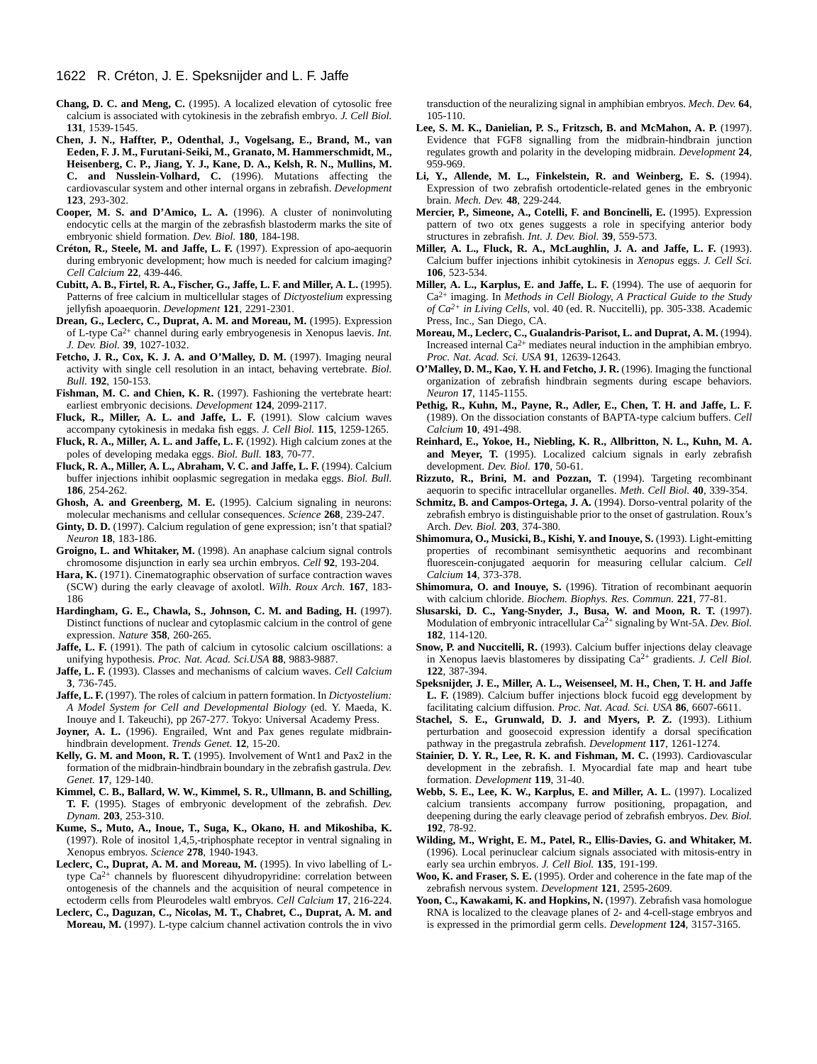**Chang, D. C. and Meng, C.** (1995). A localized elevation of cytosolic free calcium is associated with cytokinesis in the zebrafish embryo. *J. Cell Biol.* **131**, 1539-1545.

**Chen, J. N., Haffter, P., Odenthal, J., Vogelsang, E., Brand, M., van Eeden, F. J. M., Furutani-Seiki, M., Granato, M. Hammerschmidt, M., Heisenberg, C. P., Jiang, Y. J., Kane, D. A., Kelsh, R. N., Mullins, M. C. and Nusslein-Volhard, C.** (1996). Mutations affecting the cardiovascular system and other internal organs in zebrafish. *Development* **123**, 293-302.

**Cooper, M. S. and D'Amico, L. A.** (1996). A cluster of noninvoluting endocytic cells at the margin of the zebrafish blastoderm marks the site of embryonic shield formation. *Dev. Biol.* **180**, 184-198.

**Créton, R., Steele, M. and Jaffe, L. F.** (1997). Expression of apo-aequorin during embryonic development; how much is needed for calcium imaging? *Cell Calcium* **22**, 439-446.

**Cubitt, A. B., Firtel, R. A., Fischer, G., Jaffe, L. F. and Miller, A. L.** (1995). Patterns of free calcium in multicellular stages of *Dictyostelium* expressing jellyfish apoaequorin. *Development* **121**, 2291-2301.

**Drean, G., Leclerc, C., Duprat, A. M. and Moreau, M.** (1995). Expression of L-type $Ca^{2+}$ channel during early embryogenesis in Xenopus laevis. *Int. J. Dev. Biol.* **39**, 1027-1032.

**Fetcho, J. R., Cox, K. J. A. and O'Malley, D. M.** (1997). Imaging neural activity with single cell resolution in an intact, behaving vertebrate. *Biol. Bull.* **192**, 150-153.

**Fishman, M. C. and Chien, K. R.** (1997). Fashioning the vertebrate heart: earliest embryonic decisions. *Development* **124**, 2099-2117.

**Fluck, R., Miller, A. L. and Jaffe, L. F.** (1991). Slow calcium waves accompany cytokinesis in medaka fish eggs. *J. Cell Biol.* **115**, 1259-1265.

**Fluck, R. A., Miller, A. L. and Jaffe, L. F.** (1992). High calcium zones at the poles of developing medaka eggs. *Biol. Bull.* **183**, 70-77.

**Fluck, R. A., Miller, A. L., Abraham, V. C. and Jaffe, L. F.** (1994). Calcium buffer injections inhibit ooplasmic segregation in medaka eggs. *Biol. Bull.* **186**, 254-262.

**Ghosh, A. and Greenberg, M. E.** (1995). Calcium signaling in neurons: molecular mechanisms and cellular consequences. *Science* **268**, 239-247.

**Ginty, D. D.** (1997). Calcium regulation of gene expression; isn't that spatial? *Neuron* **18**, 183-186.

**Groigno, L. and Whitaker, M.** (1998). An anaphase calcium signal controls chromosome disjunction in early sea urchin embryos. *Cell* **92**, 193-204.

**Hara, K.** (1971). Cinematographic observation of surface contraction waves (SCW) during the early cleavage of axolotl. *Wilh. Roux Arch.* **167**, 183-186

**Hardingham, G. E., Chawla, S., Johnson, C. M. and Bading, H.** (1997). Distinct functions of nuclear and cytoplasmic calcium in the control of gene expression. *Nature* **358**, 260-265.

**Jaffe, L. F.** (1991). The path of calcium in cytosolic calcium oscillations: a unifying hypothesis. *Proc. Nat. Acad. Sci.USA* **88**, 9883-9887.

**Jaffe, L. F.** (1993). Classes and mechanisms of calcium waves. *Cell Calcium* **3**, 736-745.

**Jaffe, L. F.** (1997). The roles of calcium in pattern formation. In *Dictyostelium: A Model System for Cell and Developmental Biology* (ed. Y. Maeda, K. Inouye and I. Takeuchi), pp 267-277. Tokyo: Universal Academy Press.

**Joyner, A. L.** (1996). Engrailed, Wnt and Pax genes regulate midbrain-hindbrain development. *Trends Genet.* **12**, 15-20.

**Kelly, G. M. and Moon, R. T.** (1995). Involvement of Wnt1 and Pax2 in the formation of the midbrain-hindbrain boundary in the zebrafish gastrula. *Dev. Genet.* **17**, 129-140.

**Kimmel, C. B., Ballard, W. W., Kimmel, S. R., Ullmann, B. and Schilling, T. F.** (1995). Stages of embryonic development of the zebrafish. *Dev. Dynam.* **203**, 253-310.

**Kume, S., Muto, A., Inoue, T., Suga, K., Okano, H. and Mikoshiba, K.** (1997). Role of inositol 1,4,5,-triphosphate receptor in ventral signaling in Xenopus embryos. *Science* **278**, 1940-1943.

**Leclerc, C., Duprat, A. M. and Moreau, M.** (1995). In vivo labelling of L-type $Ca^{2+}$ channels by fluorescent dihydropyridine: correlation between ontogenesis of the channels and the acquisition of neural competence in ectoderm cells from Pleurodeles waltl embryos. *Cell Calcium* **17**, 216-224.

**Leclerc, C., Daguzan, C., Nicolas, M. T., Chabret, C., Duprat, A. M. and Moreau, M.** (1997). L-type calcium channel activation controls the in vivo transduction of the neuralizing signal in amphibian embryos. *Mech. Dev.* **64**, 105-110.

**Lee, S. M. K., Danielian, P. S., Fritzsch, B. and McMahon, A. P.** (1997). Evidence that FGF8 signalling from the midbrain-hindbrain junction regulates growth and polarity in the developing midbrain. *Development* **24**, 959-969.

**Li, Y., Allende, M. L., Finkelstein, R. and Weinberg, E. S.** (1994). Expression of two zebrafish ortodenticle-related genes in the embryonic brain. *Mech. Dev.* **48**, 229-244.

**Mercier, P., Simeone, A., Cotelli, F. and Boncinelli, E.** (1995). Expression pattern of two otx genes suggests a role in specifying anterior body structures in zebrafish. *Int. J. Dev. Biol.* **39**, 559-573.

**Miller, A. L., Fluck, R. A., McLaughlin, J. A. and Jaffe, L. F.** (1993). Calcium buffer injections inhibit cytokinesis in *Xenopus* eggs. *J. Cell Sci.* **106**, 523-534.

**Miller, A. L., Karplus, E. and Jaffe, L. F.** (1994). The use of aequorin for $Ca^{2+}$ imaging. In *Methods in Cell Biology, A Practical Guide to the Study of $Ca^{2+}$ in Living Cells*, vol. 40 (ed. R. Nuccitelli), pp. 305-338. Academic Press, Inc., San Diego, CA.

**Moreau, M., Leclerc, C., Gualandris-Parisot, L. and Duprat, A. M.** (1994). Increased internal $Ca^{2+}$ mediates neural induction in the amphibian embryo. *Proc. Nat. Acad. Sci. USA* **91**, 12639-12643.

**O'Malley, D. M., Kao, Y. H. and Fetcho, J. R.** (1996). Imaging the functional organization of zebrafish hindbrain segments during escape behaviors. *Neuron* **17**, 1145-1155.

**Pethig, R., Kuhn, M., Payne, R., Adler, E., Chen, T. H. and Jaffe, L. F.** (1989). On the dissociation constants of BAPTA-type calcium buffers. *Cell Calcium* **10**, 491-498.

**Reinhard, E., Yokoe, H., Niebling, K. R., Allbritton, N. L., Kuhn, M. A. and Meyer, T.** (1995). Localized calcium signals in early zebrafish development. *Dev. Biol.* **170**, 50-61.

**Rizzuto, R., Brini, M. and Pozzan, T.** (1994). Targeting recombinant aequorin to specific intracellular organelles. *Meth. Cell Biol.* **40**, 339-354.

**Schmitz, B. and Campos-Ortega, J. A.** (1994). Dorso-ventral polarity of the zebrafish embryo is distinguishable prior to the onset of gastrulation. Roux's Arch. *Dev. Biol.* **203**, 374-380.

**Shimomura, O., Musicki, B., Kishi, Y. and Inouye, S.** (1993). Light-emitting properties of recombinant semisynthetic aequorins and recombinant fluorescein-conjugated aequorin for measuring cellular calcium. *Cell Calcium* **14**, 373-378.

**Shimomura, O. and Inouye, S.** (1996). Titration of recombinant aequorin with calcium chloride. *Biochem. Biophys. Res. Commun.* **221**, 77-81.

**Slusarski, D. C., Yang-Snyder, J., Busa, W. and Moon, R. T.** (1997). Modulation of embryonic intracellular $Ca^{2+}$ signaling by Wnt-5A. *Dev. Biol.* **182**, 114-120.

**Snow, P. and Nuccitelli, R.** (1993). Calcium buffer injections delay cleavage in Xenopus laevis blastomeres by dissipating $Ca^{2+}$ gradients. *J. Cell Biol.* **122**, 387-394.

**Speksnijder, J. E., Miller, A. L., Weisenseel, M. H., Chen, T. H. and Jaffe L. F.** (1989). Calcium buffer injections block fucoid egg development by facilitating calcium diffusion. *Proc. Nat. Acad. Sci. USA* **86**, 6607-6611.

**Stachel, S. E., Grunwald, D. J. and Myers, P. Z.** (1993). Lithium perturbation and goosecoid expression identify a dorsal specification pathway in the pregastrula zebrafish. *Development* **117**, 1261-1274.

**Stainier, D. Y. R., Lee, R. K. and Fishman, M. C.** (1993). Cardiovascular development in the zebrafish. I. Myocardial fate map and heart tube formation. *Development* **119**, 31-40.

**Webb, S. E., Lee, K. W., Karplus, E. and Miller, A. L.** (1997). Localized calcium transients accompany furrow positioning, propagation, and deepening during the early cleavage period of zebrafish embryos. *Dev. Biol.* **192**, 78-92.

**Wilding, M., Wright, E. M., Patel, R., Ellis-Davies, G. and Whitaker, M.** (1996). Local perinuclear calcium signals associated with mitosis-entry in early sea urchin embryos. *J. Cell Biol.* **135**, 191-199.

**Woo, K. and Fraser, S. E.** (1995). Order and coherence in the fate map of the zebrafish nervous system. *Development* **121**, 2595-2609.

**Yoon, C., Kawakami, K. and Hopkins, N.** (1997). Zebrafish vasa homologue RNA is localized to the cleavage planes of 2- and 4-cell-stage embryos and is expressed in the primordial germ cells. *Development* **124**, 3157-3165.